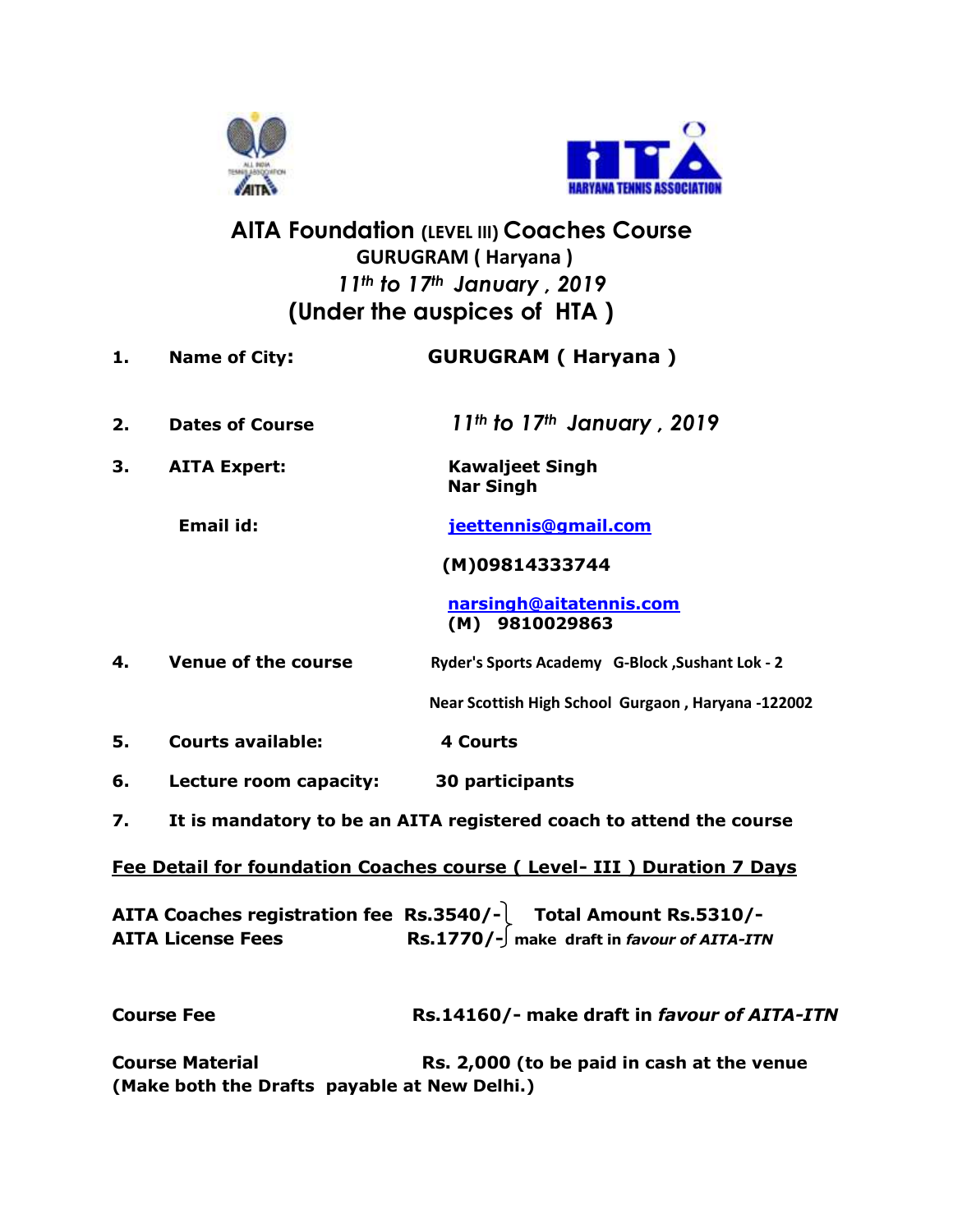# AITA Foundation (LEVEL III) Coaches Course

## GURUGRAM ( Haryana )

### *11th to 17th January , 2019*

### (Under the auspices of HTA )

1. **Name of City:** **GURUGRAM ( Haryana )**
2. **Dates of Course** *11th to 17th January , 2019*
3. **AITA Expert:** **Kawaljeet Singh**
   **Nar Singh**

   **Email id:** **jeettennis@gmail.com**

   **(M)09814333744**

   **narsingh@aitatennis.com**
   **(M) 9810029863**
4. **Venue of the course** **Ryder's Sports Academy G-Block ,Sushant Lok - 2**

   **Near Scottish High School Gurgaon , Haryana -122002**
5. **Courts available:** **4 Courts**
6. **Lecture room capacity:** **30 participants**
7. **It is mandatory to be an AITA registered coach to attend the course**

**<u>Fee Detail for foundation Coaches course ( Level- III ) Duration 7 Days</u>**

**AITA Coaches registration fee Rs.3540/-** } **Total Amount Rs.5310/-**
**AITA License Fees Rs.1770/-** } **make draft in *favour of AITA-ITN***

**Course Fee** **Rs.14160/- make draft in *favour of AITA-ITN***

**Course Material** **Rs. 2,000 (to be paid in cash at the venue**
**(Make both the Drafts payable at New Delhi.)**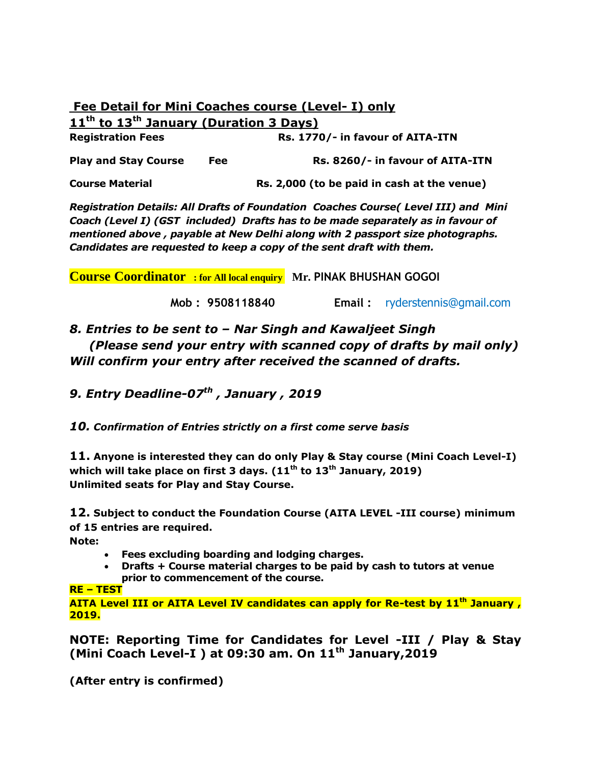## Fee Detail for Mini Coaches course (Level- I) only

## 11th to 13th January (Duration 3 Days)

| | |
|---|---|
| **Registration Fees** | **Rs. 1770/- in favour of AITA-ITN** |
| **Play and Stay Course Fee** | **Rs. 8260/- in favour of AITA-ITN** |
| **Course Material** | **Rs. 2,000 (to be paid in cash at the venue)** |

***Registration Details: All Drafts of Foundation Coaches Course( Level III) and Mini Coach (Level I) (GST included) Drafts has to be made separately as in favour of mentioned above , payable at New Delhi along with 2 passport size photographs. Candidates are requested to keep a copy of the sent draft with them.***

**Course Coordinator : for All local enquiry** **Mr. PINAK BHUSHAN GOGOI**

**Mob : 9508118840** **Email :** ryderstennis@gmail.com

***8. Entries to be sent to – Nar Singh and Kawaljeet Singh***
***(Please send your entry with scanned copy of drafts by mail only)***
***Will confirm your entry after received the scanned of drafts.***

***9. Entry Deadline-07th , January , 2019***

***10. Confirmation of Entries strictly on a first come serve basis***

**11. Anyone is interested they can do only Play & Stay course (Mini Coach Level-I) which will take place on first 3 days. (11th to 13th January, 2019)**
**Unlimited seats for Play and Stay Course.**

**12. Subject to conduct the Foundation Course (AITA LEVEL -III course) minimum of 15 entries are required.**

**Note:**

- **Fees excluding boarding and lodging charges.**
- **Drafts + Course material charges to be paid by cash to tutors at venue prior to commencement of the course.**

**RE – TEST**

**AITA Level III or AITA Level IV candidates can apply for Re-test by 11th January , 2019.**

**NOTE: Reporting Time for Candidates for Level -III / Play & Stay (Mini Coach Level-I ) at 09:30 am. On 11th January,2019**

**(After entry is confirmed)**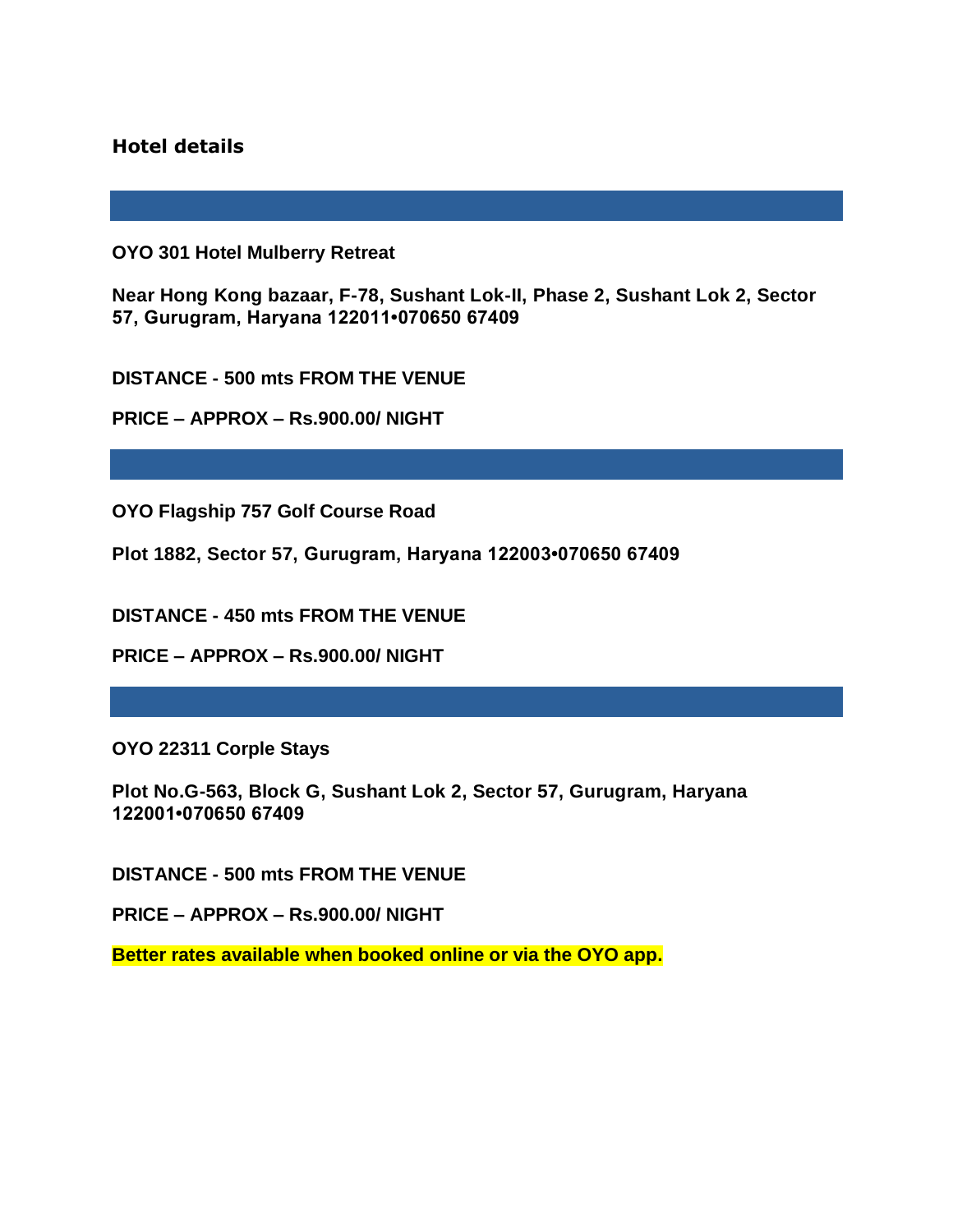## Hotel details

---

**OYO 301 Hotel Mulberry Retreat**

**Near Hong Kong bazaar, F-78, Sushant Lok-II, Phase 2, Sushant Lok 2, Sector 57, Gurugram, Haryana 122011•070650 67409**

**DISTANCE - 500 mts FROM THE VENUE**

**PRICE – APPROX – Rs.900.00/ NIGHT**

---

**OYO Flagship 757 Golf Course Road**

**Plot 1882, Sector 57, Gurugram, Haryana 122003•070650 67409**

**DISTANCE - 450 mts FROM THE VENUE**

**PRICE – APPROX – Rs.900.00/ NIGHT**

---

**OYO 22311 Corple Stays**

**Plot No.G-563, Block G, Sushant Lok 2, Sector 57, Gurugram, Haryana 122001•070650 67409**

**DISTANCE - 500 mts FROM THE VENUE**

**PRICE – APPROX – Rs.900.00/ NIGHT**

**Better rates available when booked online or via the OYO app.**